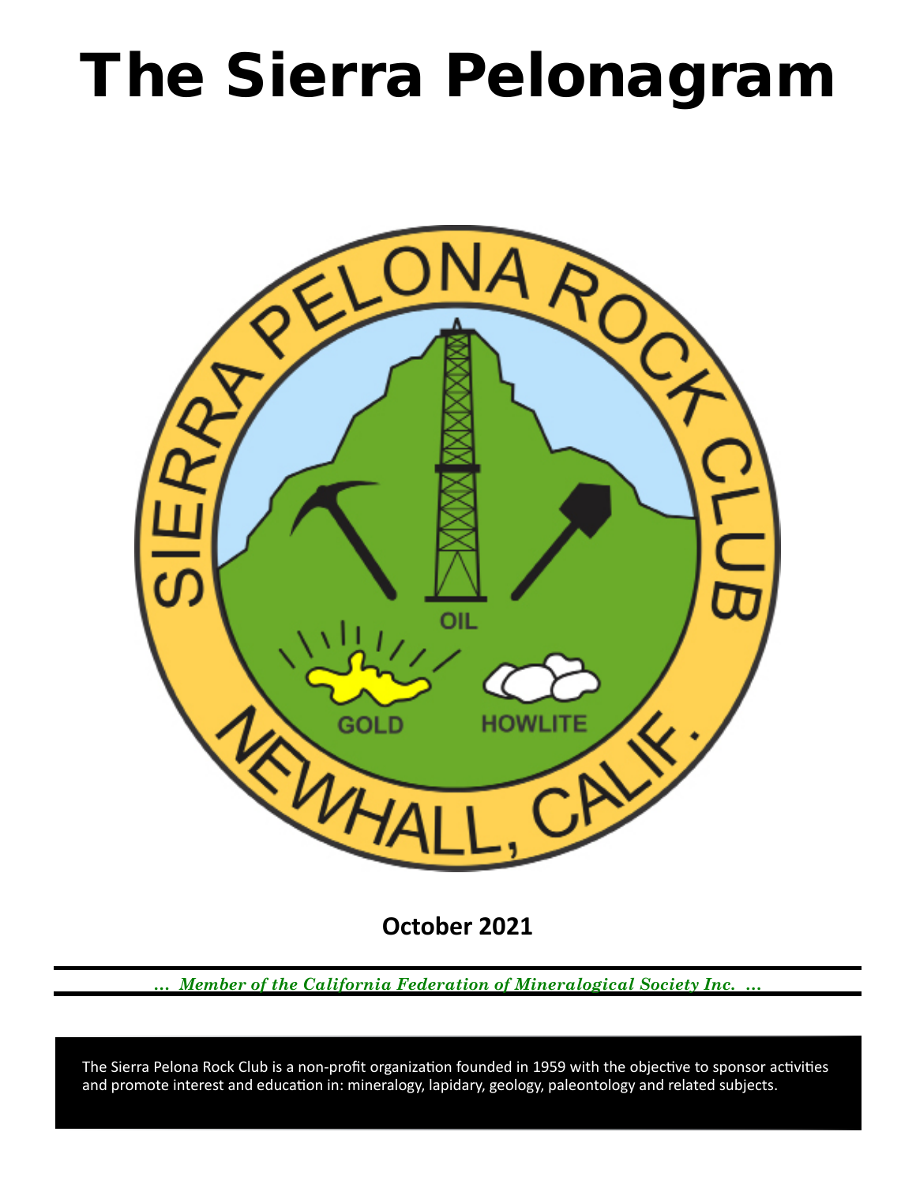# The Sierra Pelonagram

**October 2021**

*... Member of the California Federation of Mineralogical Society Inc. ...*

The Sierra Pelona Rock Club is a non-profit organization founded in 1959 with the objective to sponsor activities and promote interest and education in: mineralogy, lapidary, geology, paleontology and related subjects.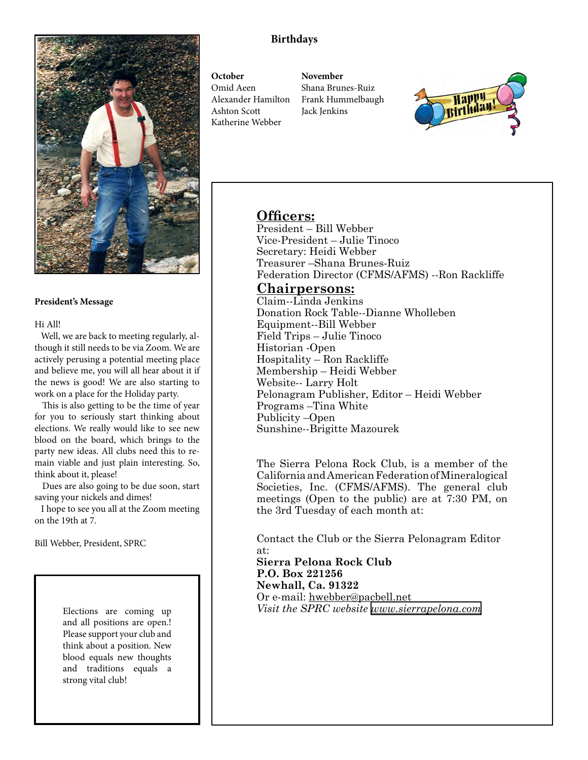## Birthdays

**October**
Omid Aeen
Alexander Hamilton
Ashton Scott
Katherine Webber

**November**
Shana Brunes-Ruiz
Frank Hummelbaugh
Jack Jenkins

**President's Message**

Hi All!

Well, we are back to meeting regularly, although it still needs to be via Zoom. We are actively perusing a potential meeting place and believe me, you will all hear about it if the news is good! We are also starting to work on a place for the Holiday party.

This is also getting to be the time of year for you to seriously start thinking about elections. We really would like to see new blood on the board, which brings to the party new ideas. All clubs need this to remain viable and just plain interesting. So, think about it, please!

Dues are also going to be due soon, start saving your nickels and dimes!

I hope to see you all at the Zoom meeting on the 19th at 7.

Bill Webber, President, SPRC

Elections are coming up and all positions are open.! Please support your club and think about a position. New blood equals new thoughts and traditions equals a strong vital club!

## Officers:

President – Bill Webber
Vice-President – Julie Tinoco
Secretary: Heidi Webber
Treasurer –Shana Brunes-Ruiz
Federation Director (CFMS/AFMS) --Ron Rackliffe

## Chairpersons:

Claim--Linda Jenkins
Donation Rock Table--Dianne Wholleben
Equipment--Bill Webber
Field Trips – Julie Tinoco
Historian -Open
Hospitality – Ron Rackliffe
Membership – Heidi Webber
Website-- Larry Holt
Pelonagram Publisher, Editor – Heidi Webber
Programs –Tina White
Publicity –Open
Sunshine--Brigitte Mazourek

The Sierra Pelona Rock Club, is a member of the California and American Federation of Mineralogical Societies, Inc. (CFMS/AFMS). The general club meetings (Open to the public) are at 7:30 PM, on the 3rd Tuesday of each month at:

Contact the Club or the Sierra Pelonagram Editor at:
**Sierra Pelona Rock Club**
**P.O. Box 221256**
**Newhall, Ca. 91322**
Or e-mail: hwebber@pacbell.net
*Visit the SPRC website www.sierrapelona.com*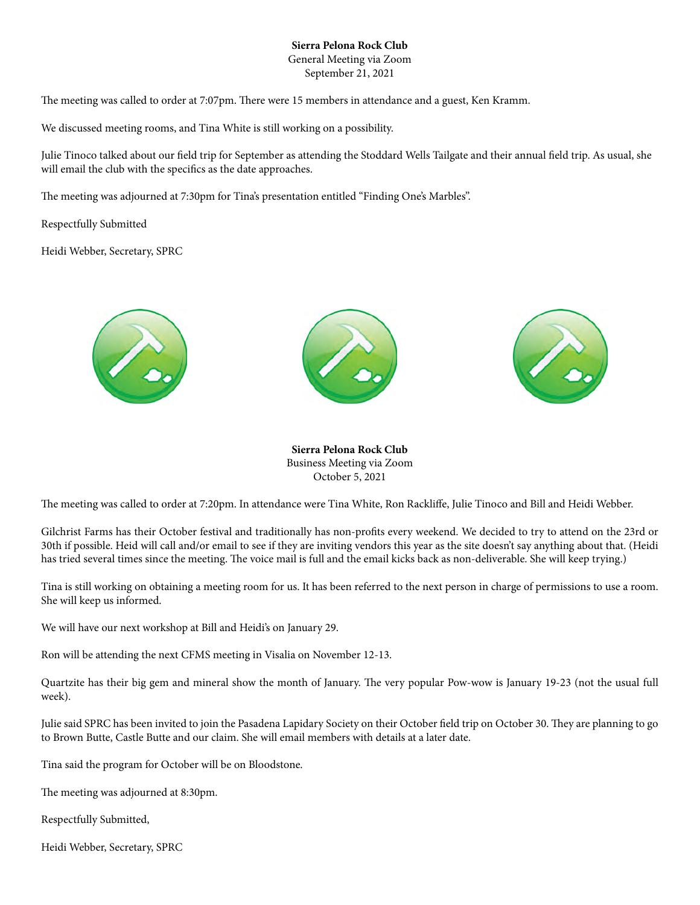**Sierra Pelona Rock Club**
General Meeting via Zoom
September 21, 2021

The meeting was called to order at 7:07pm. There were 15 members in attendance and a guest, Ken Kramm.

We discussed meeting rooms, and Tina White is still working on a possibility.

Julie Tinoco talked about our field trip for September as attending the Stoddard Wells Tailgate and their annual field trip. As usual, she will email the club with the specifics as the date approaches.

The meeting was adjourned at 7:30pm for Tina's presentation entitled "Finding One's Marbles".

Respectfully Submitted

Heidi Webber, Secretary, SPRC

**Sierra Pelona Rock Club**
Business Meeting via Zoom
October 5, 2021

The meeting was called to order at 7:20pm. In attendance were Tina White, Ron Rackliffe, Julie Tinoco and Bill and Heidi Webber.

Gilchrist Farms has their October festival and traditionally has non-profits every weekend. We decided to try to attend on the 23rd or 30th if possible. Heid will call and/or email to see if they are inviting vendors this year as the site doesn't say anything about that. (Heidi has tried several times since the meeting. The voice mail is full and the email kicks back as non-deliverable. She will keep trying.)

Tina is still working on obtaining a meeting room for us. It has been referred to the next person in charge of permissions to use a room. She will keep us informed.

We will have our next workshop at Bill and Heidi's on January 29.

Ron will be attending the next CFMS meeting in Visalia on November 12-13.

Quartzite has their big gem and mineral show the month of January. The very popular Pow-wow is January 19-23 (not the usual full week).

Julie said SPRC has been invited to join the Pasadena Lapidary Society on their October field trip on October 30. They are planning to go to Brown Butte, Castle Butte and our claim. She will email members with details at a later date.

Tina said the program for October will be on Bloodstone.

The meeting was adjourned at 8:30pm.

Respectfully Submitted,

Heidi Webber, Secretary, SPRC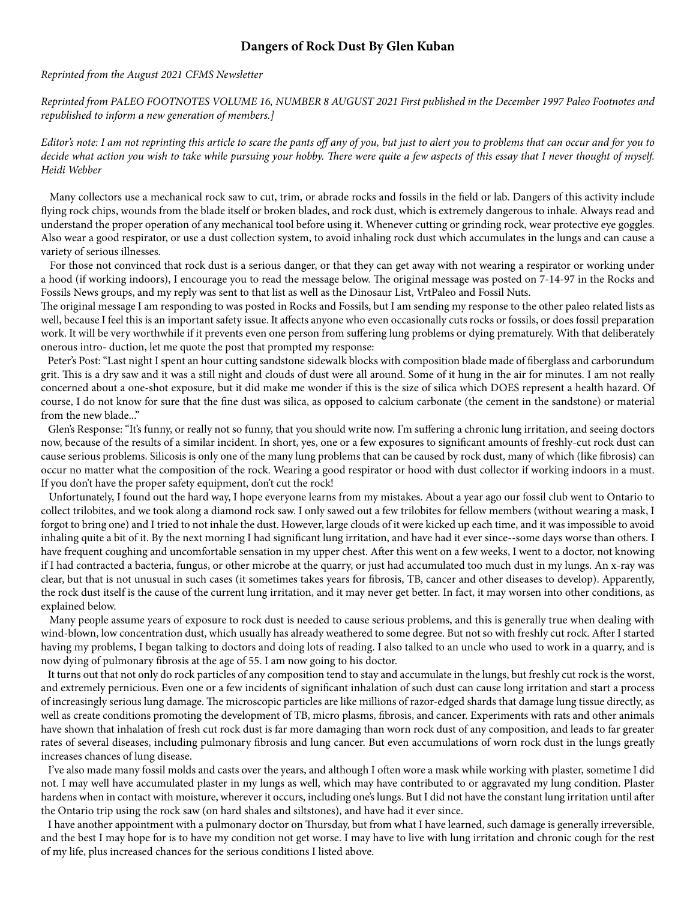# Dangers of Rock Dust By Glen Kuban

*Reprinted from the August 2021 CFMS Newsletter*

*Reprinted from PALEO FOOTNOTES VOLUME 16, NUMBER 8 AUGUST 2021 First published in the December 1997 Paleo Footnotes and republished to inform a new generation of members.]*

*Editor's note: I am not reprinting this article to scare the pants off any of you, but just to alert you to problems that can occur and for you to decide what action you wish to take while pursuing your hobby. There were quite a few aspects of this essay that I never thought of myself. Heidi Webber*

Many collectors use a mechanical rock saw to cut, trim, or abrade rocks and fossils in the field or lab. Dangers of this activity include flying rock chips, wounds from the blade itself or broken blades, and rock dust, which is extremely dangerous to inhale. Always read and understand the proper operation of any mechanical tool before using it. Whenever cutting or grinding rock, wear protective eye goggles. Also wear a good respirator, or use a dust collection system, to avoid inhaling rock dust which accumulates in the lungs and can cause a variety of serious illnesses.

For those not convinced that rock dust is a serious danger, or that they can get away with not wearing a respirator or working under a hood (if working indoors), I encourage you to read the message below. The original message was posted on 7-14-97 in the Rocks and Fossils News groups, and my reply was sent to that list as well as the Dinosaur List, VrtPaleo and Fossil Nuts.

The original message I am responding to was posted in Rocks and Fossils, but I am sending my response to the other paleo related lists as well, because I feel this is an important safety issue. It affects anyone who even occasionally cuts rocks or fossils, or does fossil preparation work. It will be very worthwhile if it prevents even one person from suffering lung problems or dying prematurely. With that deliberately onerous intro- duction, let me quote the post that prompted my response:

Peter's Post: "Last night I spent an hour cutting sandstone sidewalk blocks with composition blade made of fiberglass and carborundum grit. This is a dry saw and it was a still night and clouds of dust were all around. Some of it hung in the air for minutes. I am not really concerned about a one-shot exposure, but it did make me wonder if this is the size of silica which DOES represent a health hazard. Of course, I do not know for sure that the fine dust was silica, as opposed to calcium carbonate (the cement in the sandstone) or material from the new blade..."

Glen's Response: "It's funny, or really not so funny, that you should write now. I'm suffering a chronic lung irritation, and seeing doctors now, because of the results of a similar incident. In short, yes, one or a few exposures to significant amounts of freshly-cut rock dust can cause serious problems. Silicosis is only one of the many lung problems that can be caused by rock dust, many of which (like fibrosis) can occur no matter what the composition of the rock. Wearing a good respirator or hood with dust collector if working indoors in a must. If you don't have the proper safety equipment, don't cut the rock!

Unfortunately, I found out the hard way, I hope everyone learns from my mistakes. About a year ago our fossil club went to Ontario to collect trilobites, and we took along a diamond rock saw. I only sawed out a few trilobites for fellow members (without wearing a mask, I forgot to bring one) and I tried to not inhale the dust. However, large clouds of it were kicked up each time, and it was impossible to avoid inhaling quite a bit of it. By the next morning I had significant lung irritation, and have had it ever since--some days worse than others. I have frequent coughing and uncomfortable sensation in my upper chest. After this went on a few weeks, I went to a doctor, not knowing if I had contracted a bacteria, fungus, or other microbe at the quarry, or just had accumulated too much dust in my lungs. An x-ray was clear, but that is not unusual in such cases (it sometimes takes years for fibrosis, TB, cancer and other diseases to develop). Apparently, the rock dust itself is the cause of the current lung irritation, and it may never get better. In fact, it may worsen into other conditions, as explained below.

Many people assume years of exposure to rock dust is needed to cause serious problems, and this is generally true when dealing with wind-blown, low concentration dust, which usually has already weathered to some degree. But not so with freshly cut rock. After I started having my problems, I began talking to doctors and doing lots of reading. I also talked to an uncle who used to work in a quarry, and is now dying of pulmonary fibrosis at the age of 55. I am now going to his doctor.

It turns out that not only do rock particles of any composition tend to stay and accumulate in the lungs, but freshly cut rock is the worst, and extremely pernicious. Even one or a few incidents of significant inhalation of such dust can cause long irritation and start a process of increasingly serious lung damage. The microscopic particles are like millions of razor-edged shards that damage lung tissue directly, as well as create conditions promoting the development of TB, micro plasms, fibrosis, and cancer. Experiments with rats and other animals have shown that inhalation of fresh cut rock dust is far more damaging than worn rock dust of any composition, and leads to far greater rates of several diseases, including pulmonary fibrosis and lung cancer. But even accumulations of worn rock dust in the lungs greatly increases chances of lung disease.

I've also made many fossil molds and casts over the years, and although I often wore a mask while working with plaster, sometime I did not. I may well have accumulated plaster in my lungs as well, which may have contributed to or aggravated my lung condition. Plaster hardens when in contact with moisture, wherever it occurs, including one's lungs. But I did not have the constant lung irritation until after the Ontario trip using the rock saw (on hard shales and siltstones), and have had it ever since.

I have another appointment with a pulmonary doctor on Thursday, but from what I have learned, such damage is generally irreversible, and the best I may hope for is to have my condition not get worse. I may have to live with lung irritation and chronic cough for the rest of my life, plus increased chances for the serious conditions I listed above.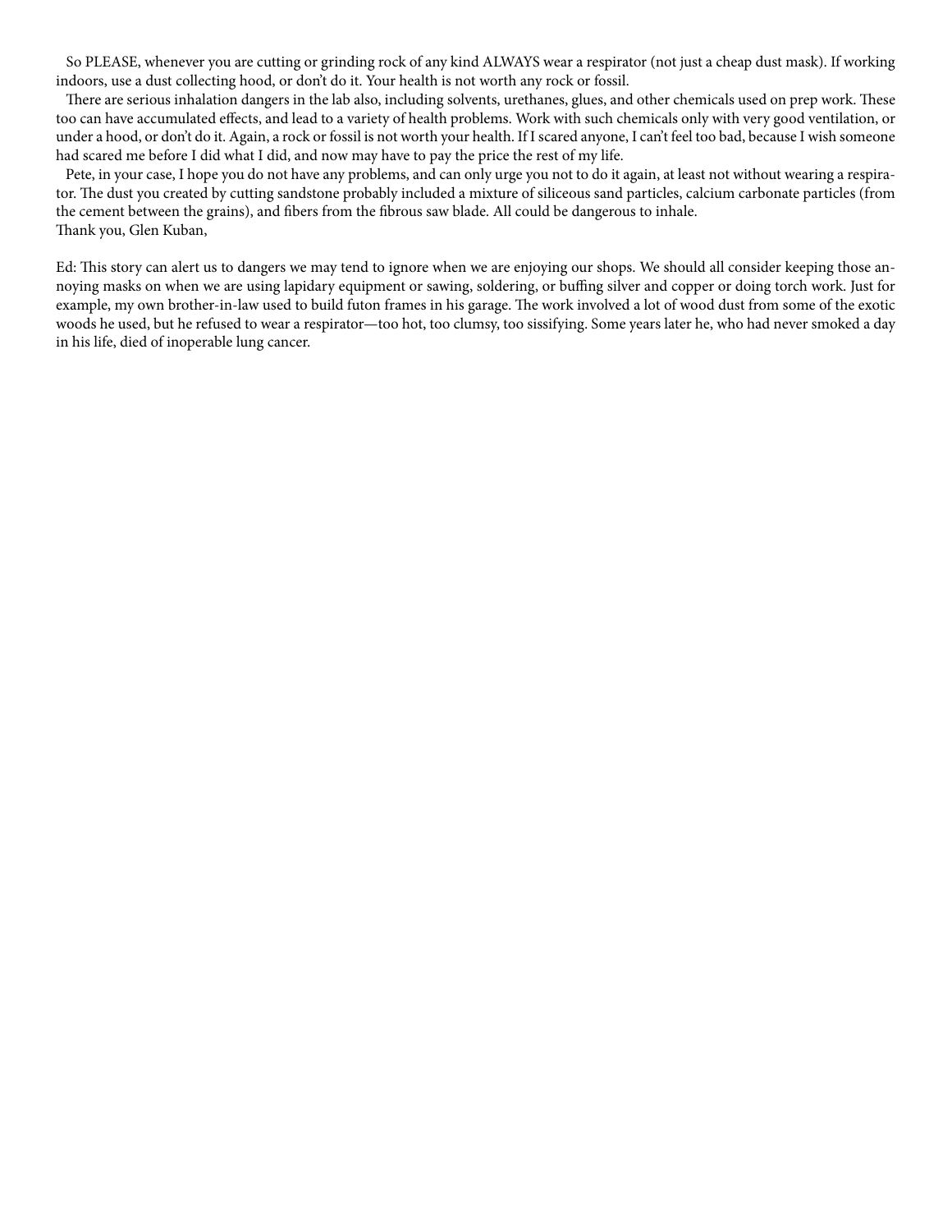So PLEASE, whenever you are cutting or grinding rock of any kind ALWAYS wear a respirator (not just a cheap dust mask). If working indoors, use a dust collecting hood, or don't do it. Your health is not worth any rock or fossil.

There are serious inhalation dangers in the lab also, including solvents, urethanes, glues, and other chemicals used on prep work. These too can have accumulated effects, and lead to a variety of health problems. Work with such chemicals only with very good ventilation, or under a hood, or don't do it. Again, a rock or fossil is not worth your health. If I scared anyone, I can't feel too bad, because I wish someone had scared me before I did what I did, and now may have to pay the price the rest of my life.

Pete, in your case, I hope you do not have any problems, and can only urge you not to do it again, at least not without wearing a respirator. The dust you created by cutting sandstone probably included a mixture of siliceous sand particles, calcium carbonate particles (from the cement between the grains), and fibers from the fibrous saw blade. All could be dangerous to inhale.
Thank you, Glen Kuban,

Ed: This story can alert us to dangers we may tend to ignore when we are enjoying our shops. We should all consider keeping those annoying masks on when we are using lapidary equipment or sawing, soldering, or buffing silver and copper or doing torch work. Just for example, my own brother-in-law used to build futon frames in his garage. The work involved a lot of wood dust from some of the exotic woods he used, but he refused to wear a respirator—too hot, too clumsy, too sissifying. Some years later he, who had never smoked a day in his life, died of inoperable lung cancer.